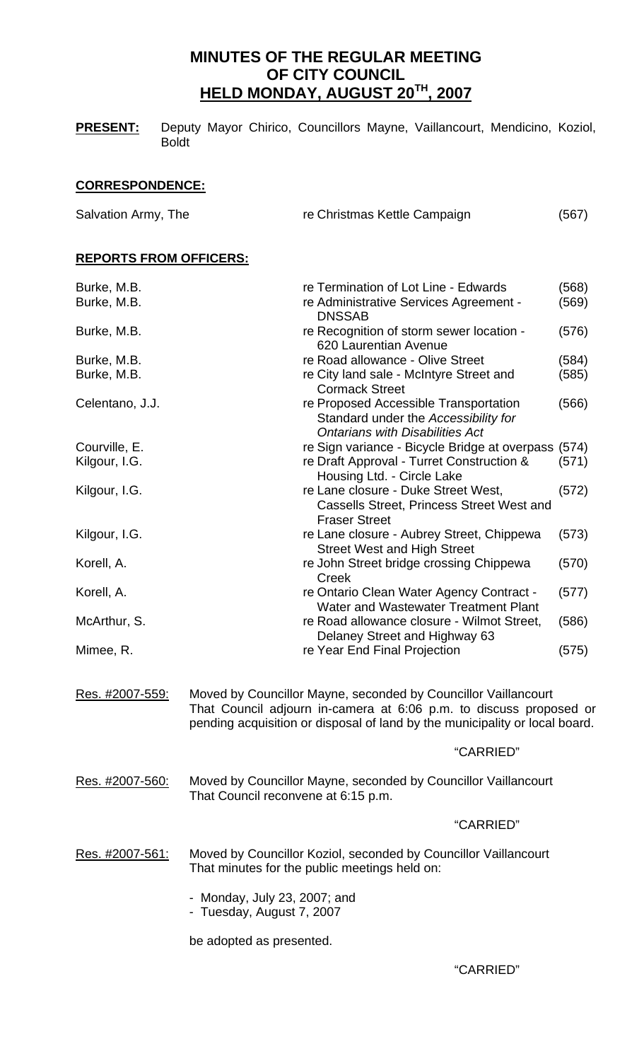# MINUTES OF THE REGULAR MEETING OF CITY COUNCIL HELD MONDAY, AUGUST 20TH, 2007

**PRESENT:** Deputy Mayor Chirico, Councillors Mayne, Vaillancourt, Mendicino, Koziol, Boldt

**CORRESPONDENCE:**

| | | |
|---|---|---|
| Salvation Army, The | re Christmas Kettle Campaign | (567) |

**REPORTS FROM OFFICERS:**

| | | |
|---|---|---|
| Burke, M.B. | re Termination of Lot Line - Edwards | (568) |
| Burke, M.B. | re Administrative Services Agreement - DNSSAB | (569) |
| Burke, M.B. | re Recognition of storm sewer location - 620 Laurentian Avenue | (576) |
| Burke, M.B. | re Road allowance - Olive Street | (584) |
| Burke, M.B. | re City land sale - McIntyre Street and Cormack Street | (585) |
| Celentano, J.J. | re Proposed Accessible Transportation Standard under the *Accessibility for Ontarians with Disabilities Act* | (566) |
| Courville, E. | re Sign variance - Bicycle Bridge at overpass | (574) |
| Kilgour, I.G. | re Draft Approval - Turret Construction & Housing Ltd. - Circle Lake | (571) |
| Kilgour, I.G. | re Lane closure - Duke Street West, Cassells Street, Princess Street West and Fraser Street | (572) |
| Kilgour, I.G. | re Lane closure - Aubrey Street, Chippewa Street West and High Street | (573) |
| Korell, A. | re John Street bridge crossing Chippewa Creek | (570) |
| Korell, A. | re Ontario Clean Water Agency Contract - Water and Wastewater Treatment Plant | (577) |
| McArthur, S. | re Road allowance closure - Wilmot Street, Delaney Street and Highway 63 | (586) |
| Mimee, R. | re Year End Final Projection | (575) |

Res. #2007-559: Moved by Councillor Mayne, seconded by Councillor Vaillancourt
That Council adjourn in-camera at 6:06 p.m. to discuss proposed or pending acquisition or disposal of land by the municipality or local board.

"CARRIED"

Res. #2007-560: Moved by Councillor Mayne, seconded by Councillor Vaillancourt
That Council reconvene at 6:15 p.m.

"CARRIED"

Res. #2007-561: Moved by Councillor Koziol, seconded by Councillor Vaillancourt
That minutes for the public meetings held on:

- Monday, July 23, 2007; and
- Tuesday, August 7, 2007

be adopted as presented.

"CARRIED"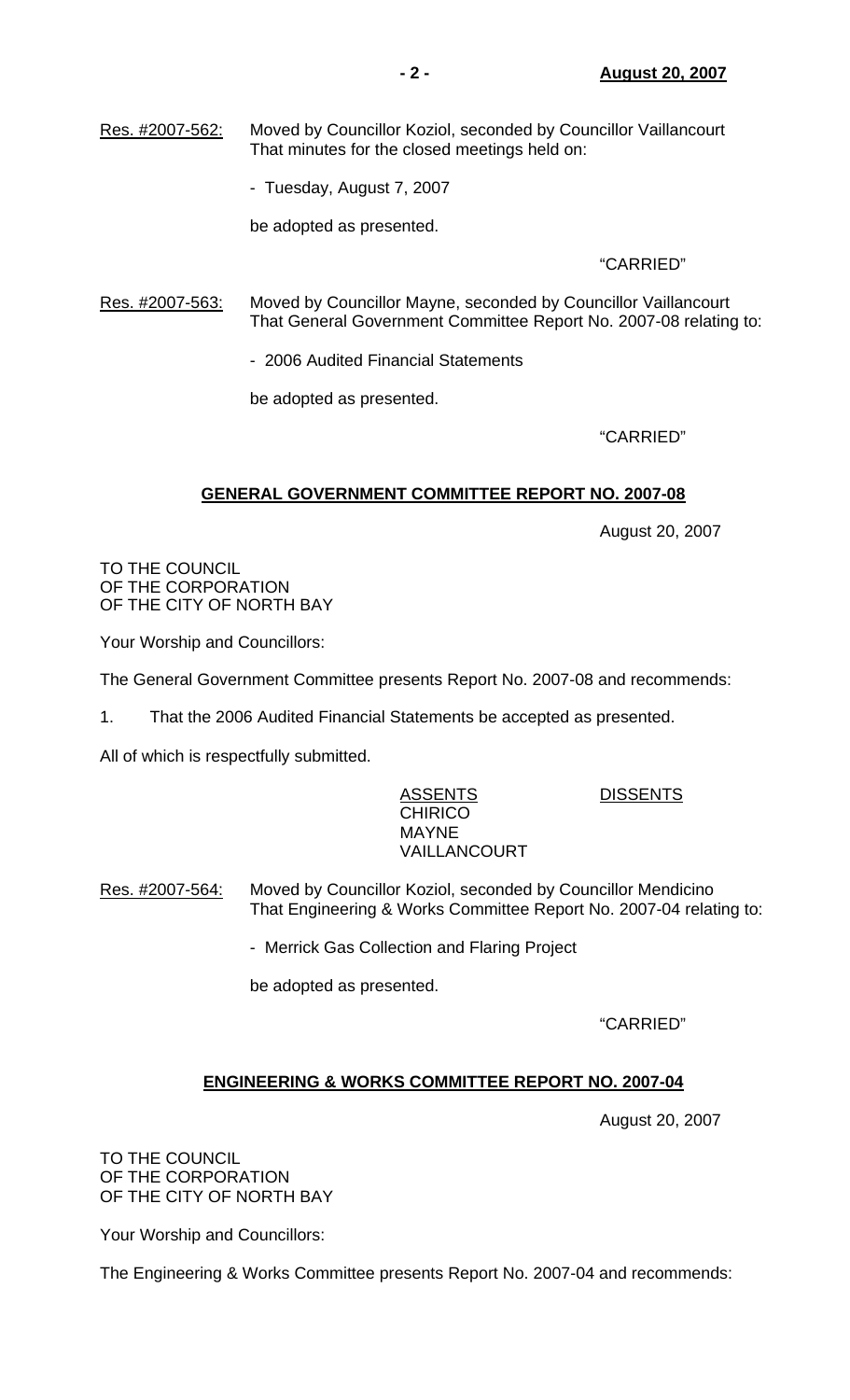Res. #2007-562: Moved by Councillor Koziol, seconded by Councillor Vaillancourt That minutes for the closed meetings held on:

- Tuesday, August 7, 2007

be adopted as presented.

"CARRIED"

Res. #2007-563: Moved by Councillor Mayne, seconded by Councillor Vaillancourt That General Government Committee Report No. 2007-08 relating to:

- 2006 Audited Financial Statements

be adopted as presented.

"CARRIED"

## GENERAL GOVERNMENT COMMITTEE REPORT NO. 2007-08

August 20, 2007

TO THE COUNCIL
OF THE CORPORATION
OF THE CITY OF NORTH BAY

Your Worship and Councillors:

The General Government Committee presents Report No. 2007-08 and recommends:

1. That the 2006 Audited Financial Statements be accepted as presented.

All of which is respectfully submitted.

| ASSENTS | DISSENTS |
|---|---|
| CHIRICO | |
| MAYNE | |
| VAILLANCOURT | |

Res. #2007-564: Moved by Councillor Koziol, seconded by Councillor Mendicino That Engineering & Works Committee Report No. 2007-04 relating to:

- Merrick Gas Collection and Flaring Project

be adopted as presented.

"CARRIED"

## ENGINEERING & WORKS COMMITTEE REPORT NO. 2007-04

August 20, 2007

TO THE COUNCIL
OF THE CORPORATION
OF THE CITY OF NORTH BAY

Your Worship and Councillors:

The Engineering & Works Committee presents Report No. 2007-04 and recommends: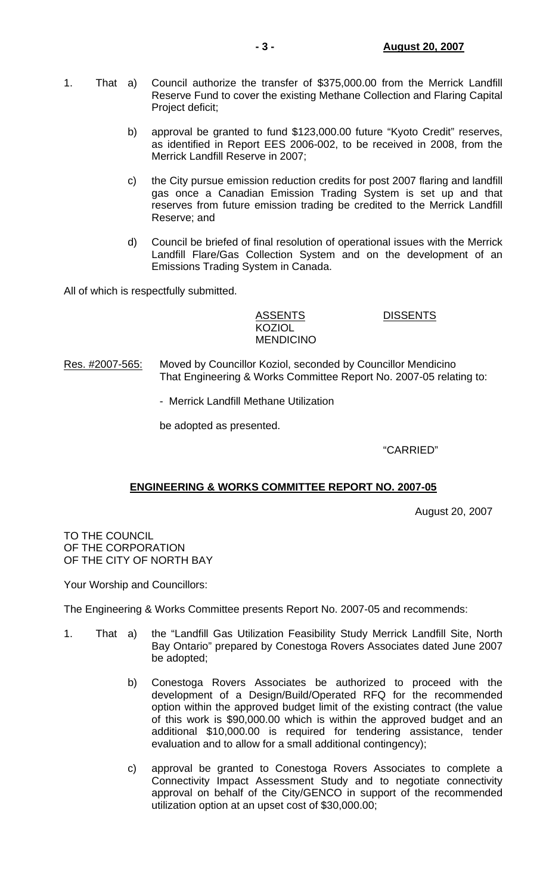1. That a) Council authorize the transfer of $375,000.00 from the Merrick Landfill Reserve Fund to cover the existing Methane Collection and Flaring Capital Project deficit;

   b) approval be granted to fund $123,000.00 future "Kyoto Credit" reserves, as identified in Report EES 2006-002, to be received in 2008, from the Merrick Landfill Reserve in 2007;

   c) the City pursue emission reduction credits for post 2007 flaring and landfill gas once a Canadian Emission Trading System is set up and that reserves from future emission trading be credited to the Merrick Landfill Reserve; and

   d) Council be briefed of final resolution of operational issues with the Merrick Landfill Flare/Gas Collection System and on the development of an Emissions Trading System in Canada.

All of which is respectfully submitted.

| ASSENTS | DISSENTS |
| --- | --- |
| KOZIOL | |
| MENDICINO | |

Res. #2007-565: Moved by Councillor Koziol, seconded by Councillor Mendicino That Engineering & Works Committee Report No. 2007-05 relating to:

- Merrick Landfill Methane Utilization

be adopted as presented.

"CARRIED"

## ENGINEERING & WORKS COMMITTEE REPORT NO. 2007-05

August 20, 2007

TO THE COUNCIL
OF THE CORPORATION
OF THE CITY OF NORTH BAY

Your Worship and Councillors:

The Engineering & Works Committee presents Report No. 2007-05 and recommends:

1. That a) the "Landfill Gas Utilization Feasibility Study Merrick Landfill Site, North Bay Ontario" prepared by Conestoga Rovers Associates dated June 2007 be adopted;

   b) Conestoga Rovers Associates be authorized to proceed with the development of a Design/Build/Operated RFQ for the recommended option within the approved budget limit of the existing contract (the value of this work is $90,000.00 which is within the approved budget and an additional $10,000.00 is required for tendering assistance, tender evaluation and to allow for a small additional contingency);

   c) approval be granted to Conestoga Rovers Associates to complete a Connectivity Impact Assessment Study and to negotiate connectivity approval on behalf of the City/GENCO in support of the recommended utilization option at an upset cost of $30,000.00;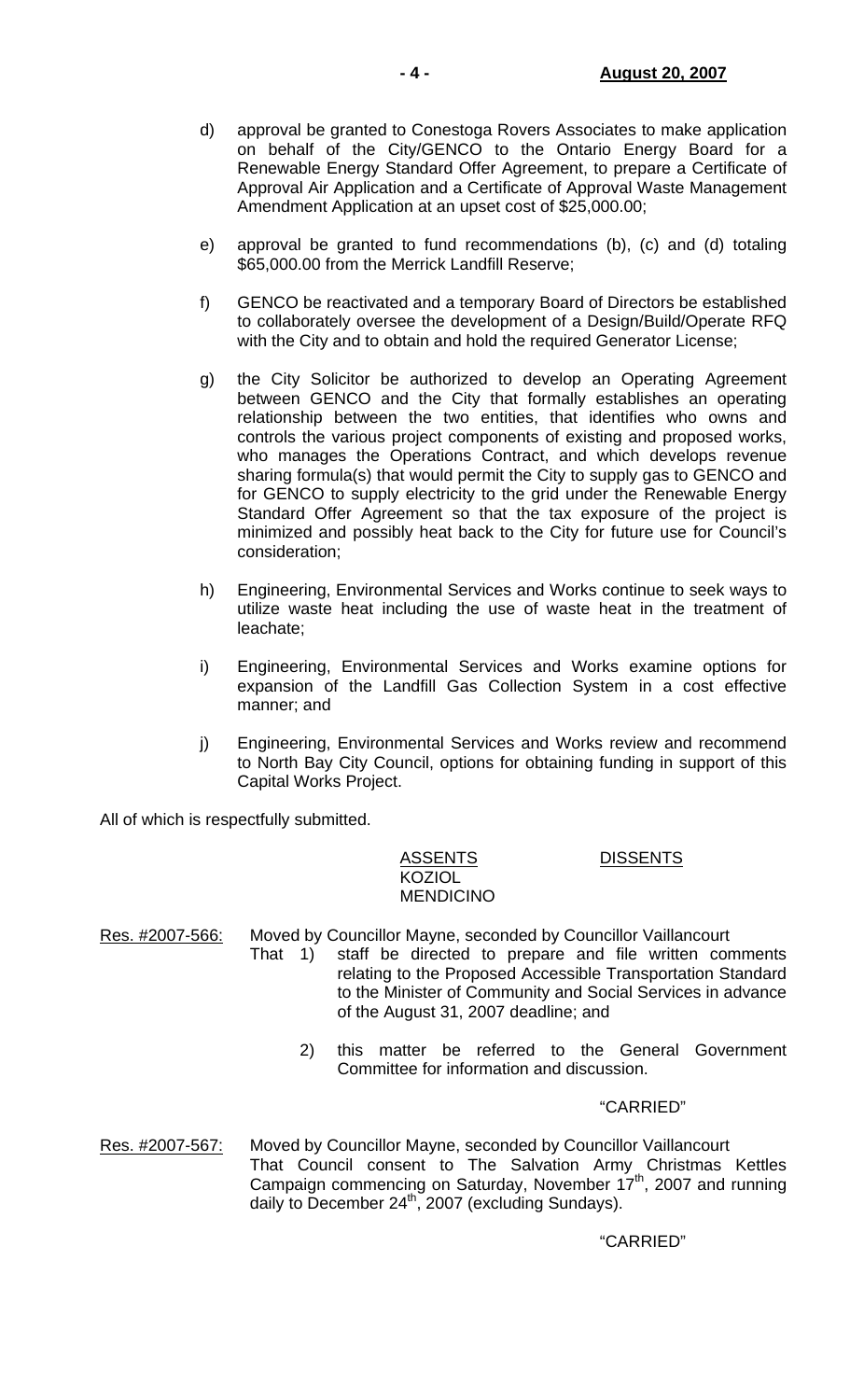d) approval be granted to Conestoga Rovers Associates to make application on behalf of the City/GENCO to the Ontario Energy Board for a Renewable Energy Standard Offer Agreement, to prepare a Certificate of Approval Air Application and a Certificate of Approval Waste Management Amendment Application at an upset cost of $25,000.00;

e) approval be granted to fund recommendations (b), (c) and (d) totaling $65,000.00 from the Merrick Landfill Reserve;

f) GENCO be reactivated and a temporary Board of Directors be established to collaboratively oversee the development of a Design/Build/Operate RFQ with the City and to obtain and hold the required Generator License;

g) the City Solicitor be authorized to develop an Operating Agreement between GENCO and the City that formally establishes an operating relationship between the two entities, that identifies who owns and controls the various project components of existing and proposed works, who manages the Operations Contract, and which develops revenue sharing formula(s) that would permit the City to supply gas to GENCO and for GENCO to supply electricity to the grid under the Renewable Energy Standard Offer Agreement so that the tax exposure of the project is minimized and possibly heat back to the City for future use for Council's consideration;

h) Engineering, Environmental Services and Works continue to seek ways to utilize waste heat including the use of waste heat in the treatment of leachate;

i) Engineering, Environmental Services and Works examine options for expansion of the Landfill Gas Collection System in a cost effective manner; and

j) Engineering, Environmental Services and Works review and recommend to North Bay City Council, options for obtaining funding in support of this Capital Works Project.

All of which is respectfully submitted.

| ASSENTS | DISSENTS |
|---|---|
| KOZIOL | |
| MENDICINO | |

Res. #2007-566: Moved by Councillor Mayne, seconded by Councillor Vaillancourt
That 1) staff be directed to prepare and file written comments relating to the Proposed Accessible Transportation Standard to the Minister of Community and Social Services in advance of the August 31, 2007 deadline; and

2) this matter be referred to the General Government Committee for information and discussion.

"CARRIED"

Res. #2007-567: Moved by Councillor Mayne, seconded by Councillor Vaillancourt
That Council consent to The Salvation Army Christmas Kettles Campaign commencing on Saturday, November 17th, 2007 and running daily to December 24th, 2007 (excluding Sundays).

"CARRIED"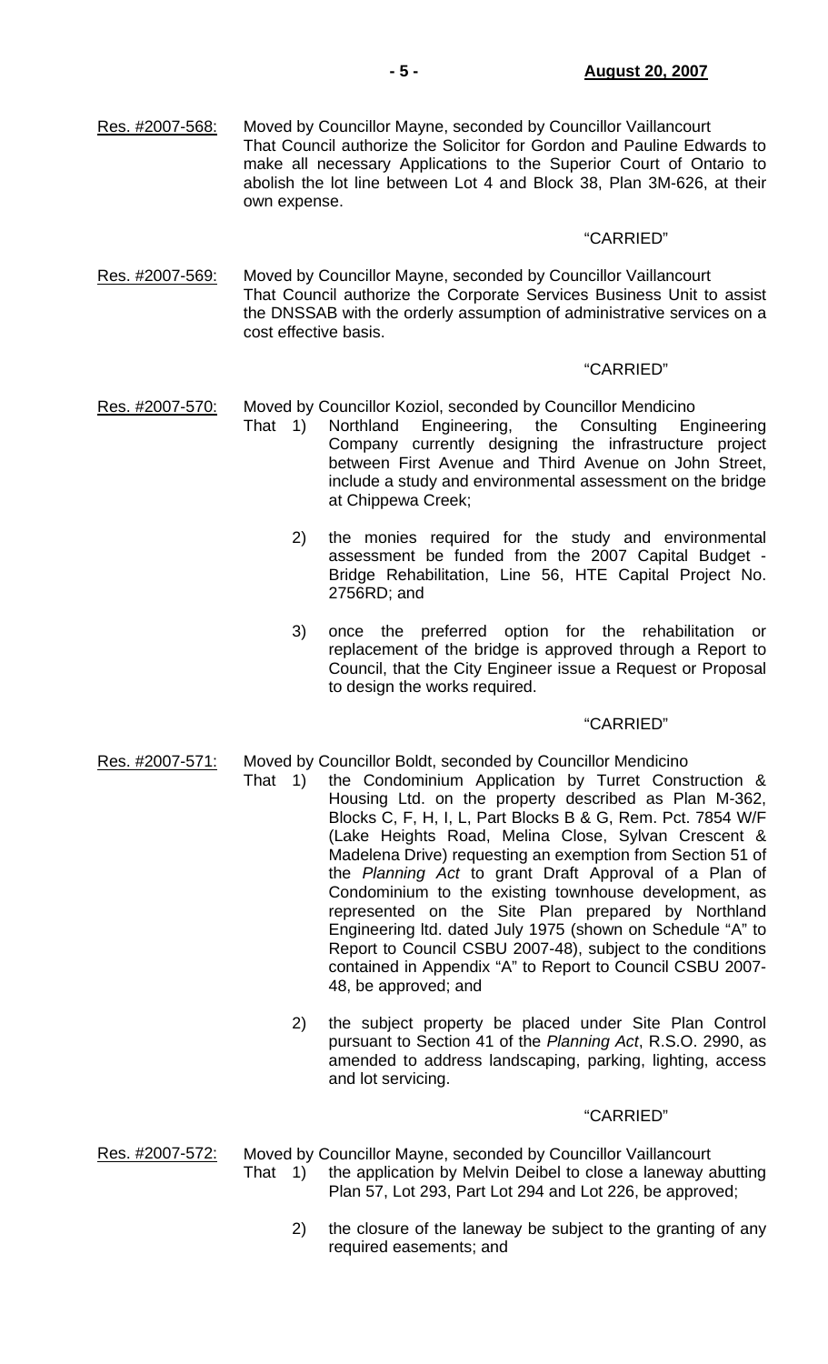Res. #2007-568: Moved by Councillor Mayne, seconded by Councillor Vaillancourt
That Council authorize the Solicitor for Gordon and Pauline Edwards to make all necessary Applications to the Superior Court of Ontario to abolish the lot line between Lot 4 and Block 38, Plan 3M-626, at their own expense.

"CARRIED"

Res. #2007-569: Moved by Councillor Mayne, seconded by Councillor Vaillancourt
That Council authorize the Corporate Services Business Unit to assist the DNSSAB with the orderly assumption of administrative services on a cost effective basis.

"CARRIED"

Res. #2007-570: Moved by Councillor Koziol, seconded by Councillor Mendicino
That 1) Northland Engineering, the Consulting Engineering Company currently designing the infrastructure project between First Avenue and Third Avenue on John Street, include a study and environmental assessment on the bridge at Chippewa Creek;

2) the monies required for the study and environmental assessment be funded from the 2007 Capital Budget - Bridge Rehabilitation, Line 56, HTE Capital Project No. 2756RD; and

3) once the preferred option for the rehabilitation or replacement of the bridge is approved through a Report to Council, that the City Engineer issue a Request or Proposal to design the works required.

"CARRIED"

Res. #2007-571: Moved by Councillor Boldt, seconded by Councillor Mendicino
That 1) the Condominium Application by Turret Construction & Housing Ltd. on the property described as Plan M-362, Blocks C, F, H, I, L, Part Blocks B & G, Rem. Pct. 7854 W/F (Lake Heights Road, Melina Close, Sylvan Crescent & Madelena Drive) requesting an exemption from Section 51 of the *Planning Act* to grant Draft Approval of a Plan of Condominium to the existing townhouse development, as represented on the Site Plan prepared by Northland Engineering ltd. dated July 1975 (shown on Schedule "A" to Report to Council CSBU 2007-48), subject to the conditions contained in Appendix "A" to Report to Council CSBU 2007-48, be approved; and

2) the subject property be placed under Site Plan Control pursuant to Section 41 of the *Planning Act*, R.S.O. 2990, as amended to address landscaping, parking, lighting, access and lot servicing.

"CARRIED"

Res. #2007-572: Moved by Councillor Mayne, seconded by Councillor Vaillancourt
That 1) the application by Melvin Deibel to close a laneway abutting Plan 57, Lot 293, Part Lot 294 and Lot 226, be approved;

2) the closure of the laneway be subject to the granting of any required easements; and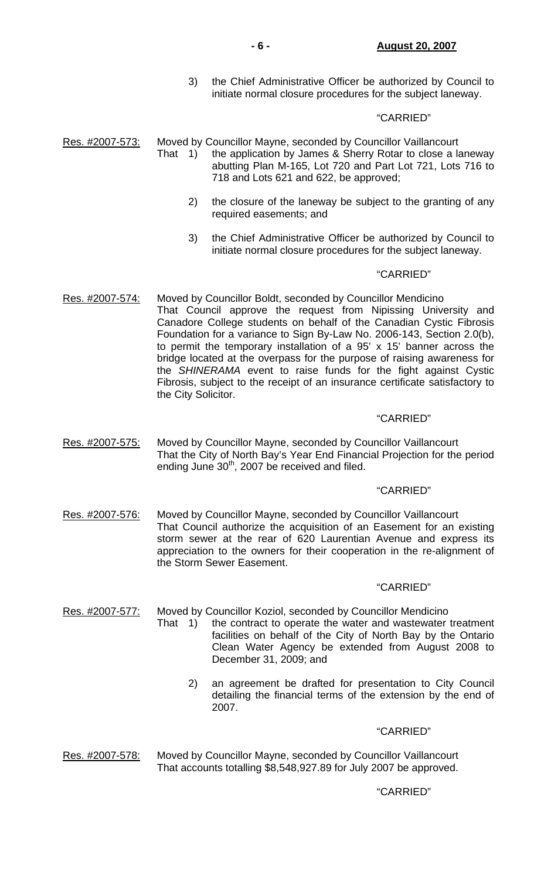3) the Chief Administrative Officer be authorized by Council to initiate normal closure procedures for the subject laneway.

"CARRIED"

Res. #2007-573: Moved by Councillor Mayne, seconded by Councillor Vaillancourt
That 1) the application by James & Sherry Rotar to close a laneway abutting Plan M-165, Lot 720 and Part Lot 721, Lots 716 to 718 and Lots 621 and 622, be approved;

2) the closure of the laneway be subject to the granting of any required easements; and

3) the Chief Administrative Officer be authorized by Council to initiate normal closure procedures for the subject laneway.

"CARRIED"

Res. #2007-574: Moved by Councillor Boldt, seconded by Councillor Mendicino
That Council approve the request from Nipissing University and Canadore College students on behalf of the Canadian Cystic Fibrosis Foundation for a variance to Sign By-Law No. 2006-143, Section 2.0(b), to permit the temporary installation of a 95' x 15' banner across the bridge located at the overpass for the purpose of raising awareness for the *SHINERAMA* event to raise funds for the fight against Cystic Fibrosis, subject to the receipt of an insurance certificate satisfactory to the City Solicitor.

"CARRIED"

Res. #2007-575: Moved by Councillor Mayne, seconded by Councillor Vaillancourt
That the City of North Bay's Year End Financial Projection for the period ending June 30th, 2007 be received and filed.

"CARRIED"

Res. #2007-576: Moved by Councillor Mayne, seconded by Councillor Vaillancourt
That Council authorize the acquisition of an Easement for an existing storm sewer at the rear of 620 Laurentian Avenue and express its appreciation to the owners for their cooperation in the re-alignment of the Storm Sewer Easement.

"CARRIED"

Res. #2007-577: Moved by Councillor Koziol, seconded by Councillor Mendicino
That 1) the contract to operate the water and wastewater treatment facilities on behalf of the City of North Bay by the Ontario Clean Water Agency be extended from August 2008 to December 31, 2009; and

2) an agreement be drafted for presentation to City Council detailing the financial terms of the extension by the end of 2007.

"CARRIED"

Res. #2007-578: Moved by Councillor Mayne, seconded by Councillor Vaillancourt
That accounts totalling $8,548,927.89 for July 2007 be approved.

"CARRIED"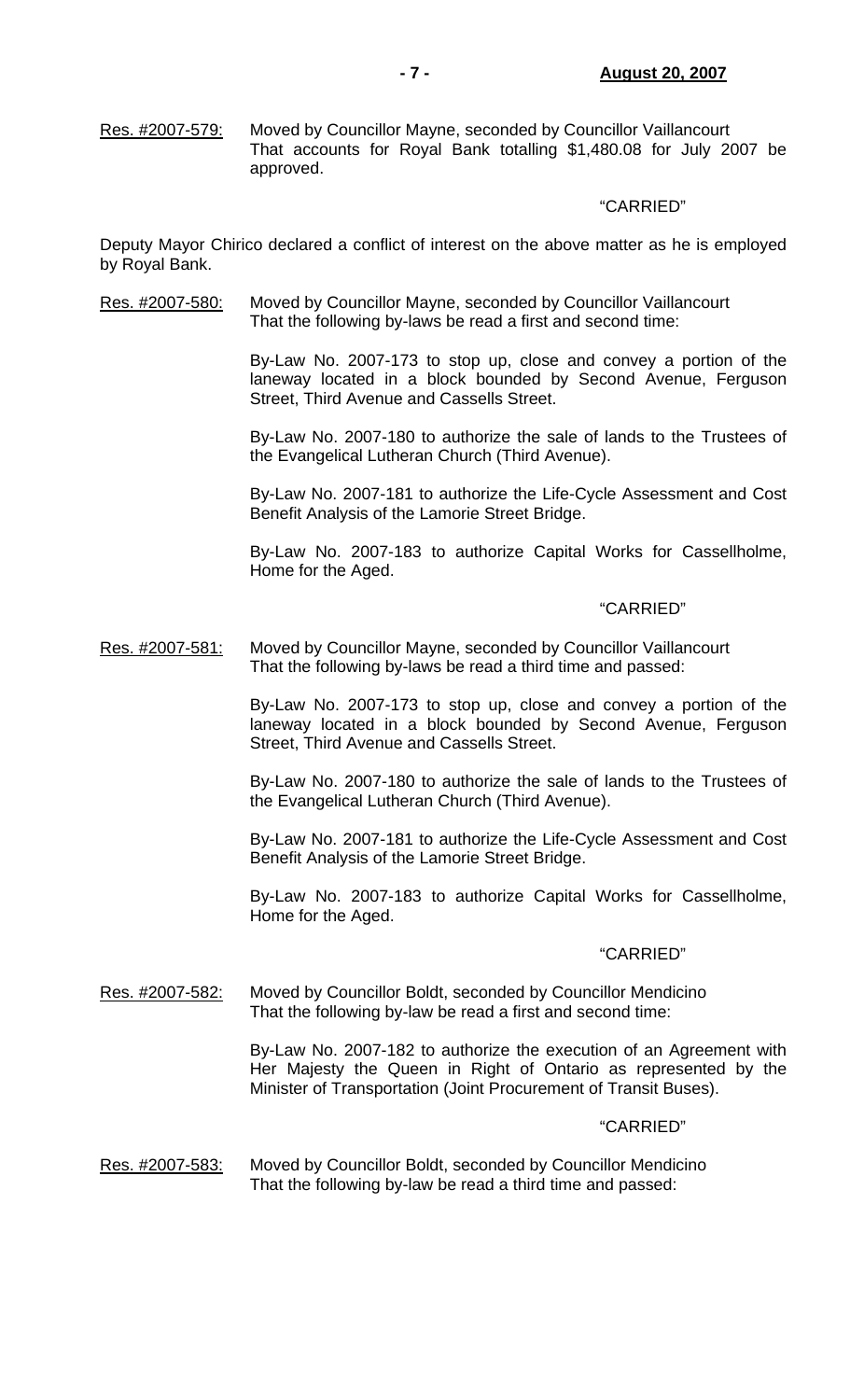Res. #2007-579: Moved by Councillor Mayne, seconded by Councillor Vaillancourt That accounts for Royal Bank totalling $1,480.08 for July 2007 be approved.

"CARRIED"

Deputy Mayor Chirico declared a conflict of interest on the above matter as he is employed by Royal Bank.

Res. #2007-580: Moved by Councillor Mayne, seconded by Councillor Vaillancourt That the following by-laws be read a first and second time:

By-Law No. 2007-173 to stop up, close and convey a portion of the laneway located in a block bounded by Second Avenue, Ferguson Street, Third Avenue and Cassells Street.

By-Law No. 2007-180 to authorize the sale of lands to the Trustees of the Evangelical Lutheran Church (Third Avenue).

By-Law No. 2007-181 to authorize the Life-Cycle Assessment and Cost Benefit Analysis of the Lamorie Street Bridge.

By-Law No. 2007-183 to authorize Capital Works for Cassellholme, Home for the Aged.

"CARRIED"

Res. #2007-581: Moved by Councillor Mayne, seconded by Councillor Vaillancourt That the following by-laws be read a third time and passed:

By-Law No. 2007-173 to stop up, close and convey a portion of the laneway located in a block bounded by Second Avenue, Ferguson Street, Third Avenue and Cassells Street.

By-Law No. 2007-180 to authorize the sale of lands to the Trustees of the Evangelical Lutheran Church (Third Avenue).

By-Law No. 2007-181 to authorize the Life-Cycle Assessment and Cost Benefit Analysis of the Lamorie Street Bridge.

By-Law No. 2007-183 to authorize Capital Works for Cassellholme, Home for the Aged.

"CARRIED"

Res. #2007-582: Moved by Councillor Boldt, seconded by Councillor Mendicino That the following by-law be read a first and second time:

By-Law No. 2007-182 to authorize the execution of an Agreement with Her Majesty the Queen in Right of Ontario as represented by the Minister of Transportation (Joint Procurement of Transit Buses).

"CARRIED"

Res. #2007-583: Moved by Councillor Boldt, seconded by Councillor Mendicino That the following by-law be read a third time and passed: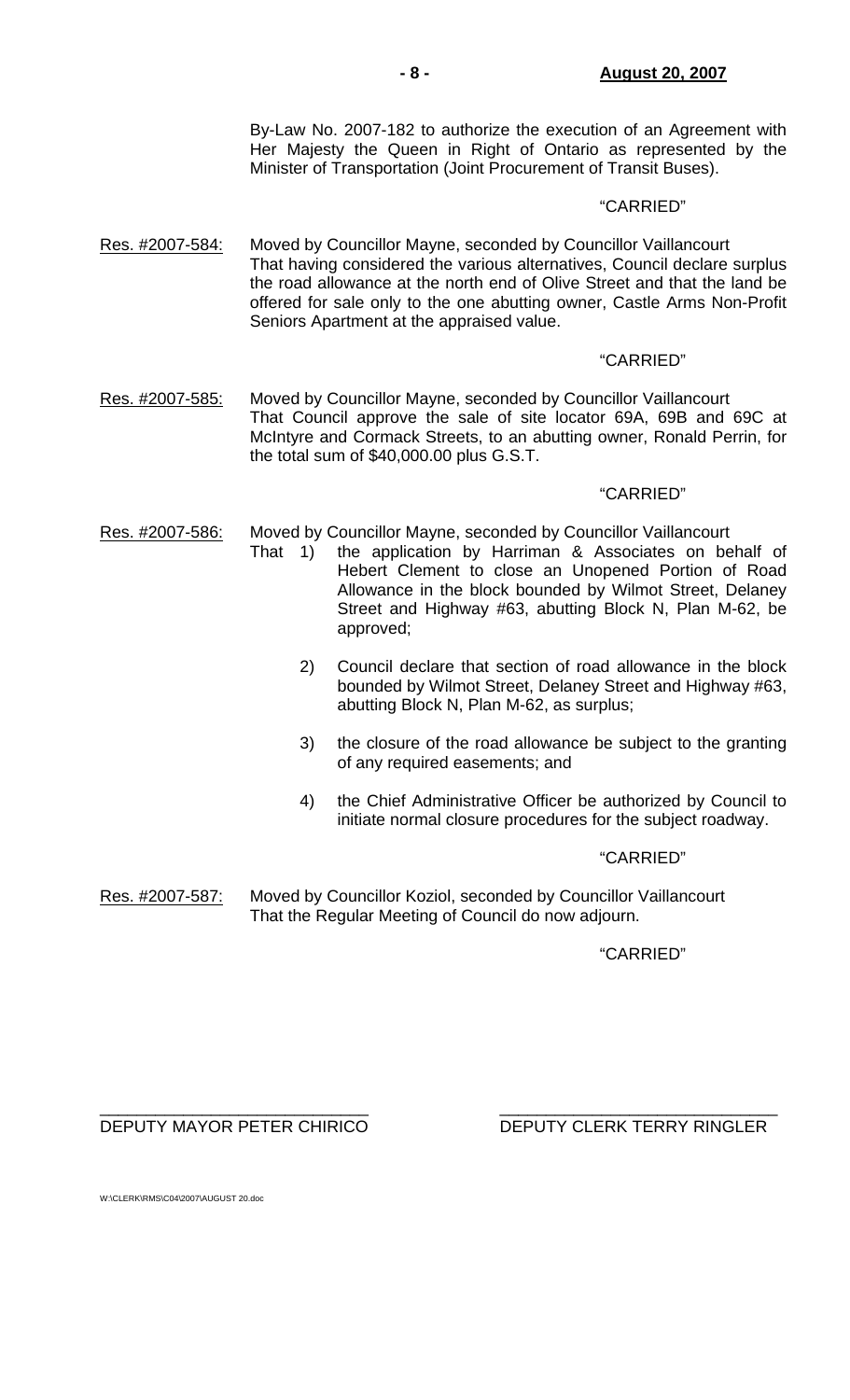By-Law No. 2007-182 to authorize the execution of an Agreement with Her Majesty the Queen in Right of Ontario as represented by the Minister of Transportation (Joint Procurement of Transit Buses).

"CARRIED"

Res. #2007-584: Moved by Councillor Mayne, seconded by Councillor Vaillancourt
That having considered the various alternatives, Council declare surplus the road allowance at the north end of Olive Street and that the land be offered for sale only to the one abutting owner, Castle Arms Non-Profit Seniors Apartment at the appraised value.

"CARRIED"

Res. #2007-585: Moved by Councillor Mayne, seconded by Councillor Vaillancourt
That Council approve the sale of site locator 69A, 69B and 69C at McIntyre and Cormack Streets, to an abutting owner, Ronald Perrin, for the total sum of $40,000.00 plus G.S.T.

"CARRIED"

Res. #2007-586: Moved by Councillor Mayne, seconded by Councillor Vaillancourt
That 1) the application by Harriman & Associates on behalf of Hebert Clement to close an Unopened Portion of Road Allowance in the block bounded by Wilmot Street, Delaney Street and Highway #63, abutting Block N, Plan M-62, be approved;

2) Council declare that section of road allowance in the block bounded by Wilmot Street, Delaney Street and Highway #63, abutting Block N, Plan M-62, as surplus;

3) the closure of the road allowance be subject to the granting of any required easements; and

4) the Chief Administrative Officer be authorized by Council to initiate normal closure procedures for the subject roadway.

"CARRIED"

Res. #2007-587: Moved by Councillor Koziol, seconded by Councillor Vaillancourt
That the Regular Meeting of Council do now adjourn.

"CARRIED"

\_\_\_\_\_\_\_\_\_\_\_\_\_\_\_\_\_\_\_\_\_\_\_\_\_\_\_\_\_\_
DEPUTY MAYOR PETER CHIRICO

\_\_\_\_\_\_\_\_\_\_\_\_\_\_\_\_\_\_\_\_\_\_\_\_\_\_\_\_\_\_
DEPUTY CLERK TERRY RINGLER

W:\CLERK\RMS\C04\2007\AUGUST 20.doc